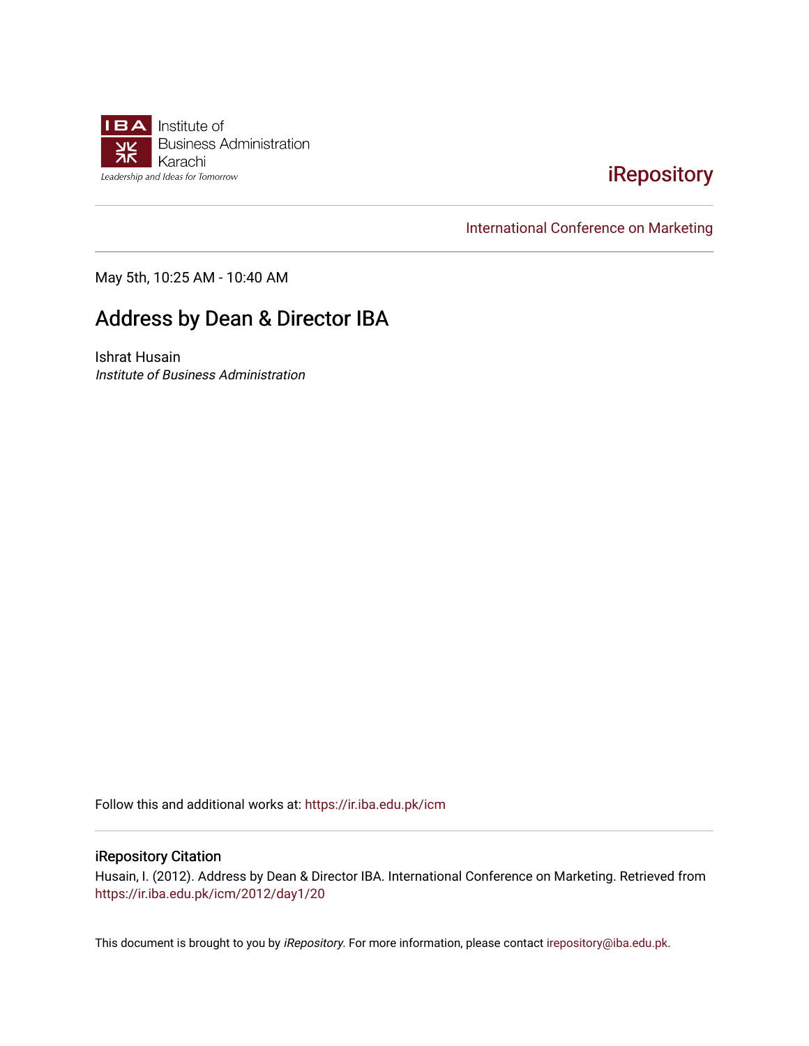Institute of Business Administration Karachi

Leadership and Ideas for Tomorrow

iRepository

International Conference on Marketing

May 5th, 10:25 AM - 10:40 AM

# Address by Dean & Director IBA

Ishrat Husain

*Institute of Business Administration*

Follow this and additional works at: https://ir.iba.edu.pk/icm

## iRepository Citation

Husain, I. (2012). Address by Dean & Director IBA. International Conference on Marketing. Retrieved from https://ir.iba.edu.pk/icm/2012/day1/20

This document is brought to you by *iRepository*. For more information, please contact irepository@iba.edu.pk.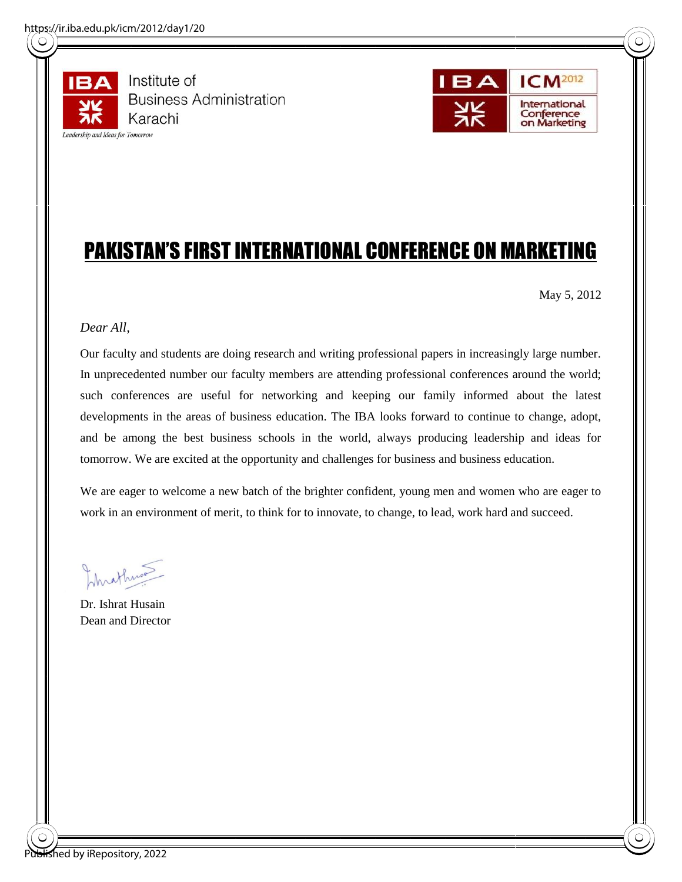Institute of
Business Administration
Karachi

*Leadership and Ideas for Tomorrow*

IBA ICM 2012 International Conference on Marketing

# PAKISTAN'S FIRST INTERNATIONAL CONFERENCE ON MARKETING

May 5, 2012

*Dear All,*

Our faculty and students are doing research and writing professional papers in increasingly large number. In unprecedented number our faculty members are attending professional conferences around the world; such conferences are useful for networking and keeping our family informed about the latest developments in the areas of business education. The IBA looks forward to continue to change, adopt, and be among the best business schools in the world, always producing leadership and ideas for tomorrow. We are excited at the opportunity and challenges for business and business education.

We are eager to welcome a new batch of the brighter confident, young men and women who are eager to work in an environment of merit, to think for to innovate, to change, to lead, work hard and succeed.

Dr. Ishrat Husain
Dean and Director